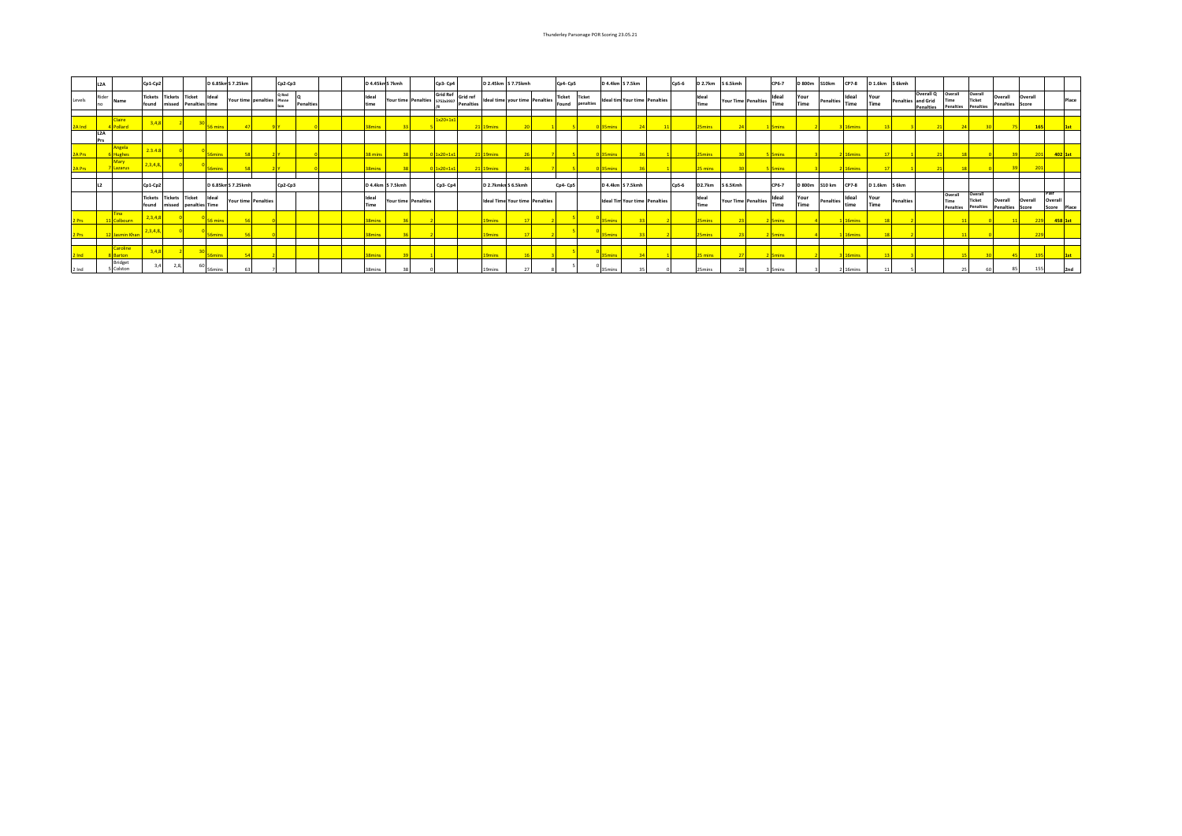# Thunderley Parsonage POR Scoring 23.05.21

| L2A | | Cp1-Cp2 | | | D 6.85km S 7.25km | | | Cp2-Cp3 | | | | D 4.45km S 7kmh | | | Cp3- Cp4 | | D 2.45km S 7.75kmh | | | Cp4- Cp5 | | D 4.4km S 7.5km | | | Cp5-6 | D 2.7km S 6.5kmh | | | CP6-7 D 800m S10km | | | CP7-8 D 1.6km S 6kmh | | | | | | | | | |
|---|---|---|---|---|---|---|---|---|---|---|---|---|---|---|---|---|---|---|---|---|---|---|---|---|---|---|---|---|---|---|---|---|---|---|---|---|---|---|---|---|---|---|
| Levels | Rider no | Name | Tickets found | Tickets missed | Ticket Penalties | Ideal time | Your time | penalties | Q Red Phase box | Q Penalties | | | Ideal time | Your time | Penalties | Grid Ref | Grid ref Penalties | Ideal time | your time | Penalties | Ticket Found | Ticket penalties | Ideal time | Your time | Penalties | | Ideal Time | Your Time | Penalties | Ideal Time | Your Time | Penalties | Ideal Time | Your Time | Penalties | Overall Q and Grid Penalties | Overall Time Penalties | Overall Ticket Penalties | Overall Penalties | Overall Score | | Place |
| 2A Ind | 4 | Claire Pollard | 3,4,8 | 2 | 30 | 56 mins | 47 | 9 | Y | 0 | | | 38mins | 33 | 5 | 1x20+1x1 | 21 | 19mins | 20 | 1 | 5 | 0 | 35mins | 24 | 11 | | 25mins | 24 | 1 | 5mins | 2 | 3 | 16mins | 13 | 3 | 21 | 24 | 30 | 75 | 165 | | 1st |
| | L2A Prs | | | | | | | | | | | | | | | | | | | | | | | | | | | | | | | | | | | | | | | | | |
| 2A Prs | 6 | Angela Hughes | 2,3,4,8 | 0 | 0 | 56mins | 58 | 2 | Y | 0 | | | 38 mins | 38 | 0 | 1x20+1x1 | 21 | 19mins | 26 | 7 | 5 | 0 | 35mins | 36 | 1 | | 25mins | 30 | 5 | 5mins | 3 | 2 | 16mins | 17 | 1 | 21 | 18 | 0 | 39 | 201 | 402 | 1st |
| 2A Prs | 7 | Mary Lazarus | 2,3,4,8, | 0 | 0 | 56mins | 58 | 2 | Y | 0 | | | 38mins | 38 | 0 | 1x20+1x1 | 21 | 19mins | 26 | 7 | 5 | 0 | 35mins | 36 | 1 | | 25 mins | 30 | 5 | 5mins | 3 | 2 | 16mins | 17 | 1 | 21 | 18 | 0 | 39 | 201 | | |

| L2 | | Cp1-Cp2 | | | D 6.85km S 7.25kmh | | | Cp2-Cp3 | | | | D 4.4km S 7.5kmh | | | Cp3- Cp4 | | D 2.7kmkm S 6.5kmh | | | Cp4- Cp5 | | D 4.4km S 7.5kmh | | | Cp5-6 | D2.7km S 6.5Kmh | | | CP6-7 D 800m S10 km | | | CP7-8 D 1.6km S 6km | | | | | | | | | |
|---|---|---|---|---|---|---|---|---|---|---|---|---|---|---|---|---|---|---|---|---|---|---|---|---|---|---|---|---|---|---|---|---|---|---|---|---|---|---|---|---|---|---|
| | | | Tickets found | Tickets missed | Ticket penalties | Ideal Time | Your time | Penalties | | | | | Ideal Time | Your time | Penalties | | | Ideal Time | Your time | Penalties | | | Ideal Tim | Your time | Penalties | | Ideal Time | Your Time | Penalties | Ideal Time | Your Time | Penalties | Ideal time | Your Time | Penalties | | Overall Time Penalties | Overall Ticket Penalties | Overall Penalties | Overall Score | Pair Overall Score | Place |
| 2 Prs | 11 | Tina Colbourn | 2,3,4,8 | 0 | 0 | 56 mins | 56 | 0 | | | | | 38mins | 36 | 2 | | | 19mins | 17 | 2 | 5 | 0 | 35mins | 33 | 2 | | 25mins | 23 | 2 | 5mins | 4 | 1 | 16mins | 18 | 2 | | 11 | 0 | 11 | 229 | 458 | 1st |
| 2 Prs | 12 | Jasmin Khan | 2,3,4,8, | 0 | 0 | 56mins | 56 | 0 | | | | | 38mins | 36 | 2 | | | 19mins | 17 | 2 | 5 | 0 | 35mins | 33 | 2 | | 25mins | 23 | 2 | 5mins | 4 | 1 | 16mins | 18 | 2 | | 11 | 0 | | 229 | | |
| 2 Ind | 8 | Caroline Barton | 3,4,8 | 2 | 30 | 56mins | 54 | 2 | | | | | 38mins | 39 | 1 | | | 19mins | 16 | 3 | 5 | 0 | 35mins | 34 | 1 | | 25 mins | 27 | 2 | 5mins | 2 | 3 | 16mins | 13 | 3 | | 15 | 30 | 45 | 195 | | 1st |
| 2 Ind | 5 | Bridget Colston | 3,4 | 2,8, | 60 | 56mins | 63 | 7 | | | | | 38mins | 38 | 0 | | | 19mins | 27 | 8 | 5 | 0 | 35mins | 35 | 0 | | 25mins | 28 | 3 | 5mins | 3 | 2 | 16mins | 11 | 5 | | 25 | 60 | 85 | 155 | | 2nd |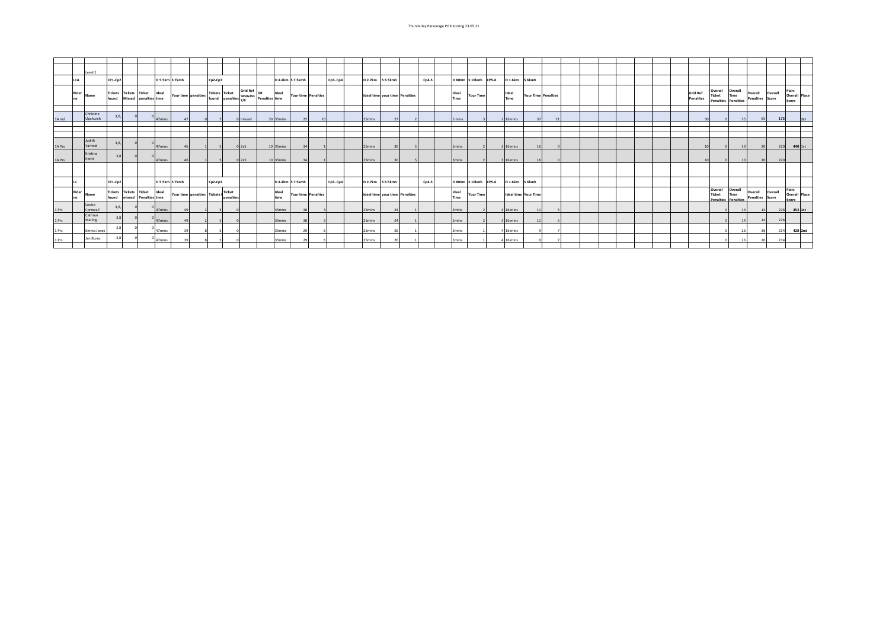Level 1

| | L1A | | CP1-Cp2 | | | D 5.5km S 7kmh | | | Cp2-Cp3 | | | | D 4.4km S 7.5kmh | | | Cp3- Cp4 | D 2.7km S 6.5kmh | | | Cp4-5 | D 800m S 10kmh | | CP5-6 | D 1.6km S 6kmh | | | | | | | | | |
|---|---|---|---|---|---|---|---|---|---|---|---|---|---|---|---|---|---|---|---|---|---|---|---|---|---|---|---|---|---|---|---|---|---|
| | Rider no | Name | Tickets found | Tickets Missed | Ticket penalties | Ideal time | Your time | penalties | Tickets found | Ticket penalties | Grid Ref 5850x393 7/8 | GR Penalties | Ideal time | Your time | Penalties | | Ideal time | your time | Penalties | | Ideal Time | Your Time | | Ideal Time | Your Time | Penalties | Grid Ref Penalites | Overall Ticket Penalties | Overall Time Penalties | Overall Penalties | Overall Score | Pairs Overall Score | Place |
| 1A Ind | | Christine Upchurch | 3,8, | 0 | 0 | 47mins | 47 | 0 | 5 | 0 | missed | 30 | 35mins | 25 | 10 | | 25mins | 27 | 2 | | 5 mins | 3 | 2 | 16 mins | 37 | 21 | 30 | 0 | 35 | 65 | 175 | | 1st |
| 1A Prs | | Judith Yarnold | 3,8, | 0 | 0 | 47mins | 46 | 1 | 5 | 0 | 2x5 | 10 | 35mins | 34 | 1 | | 25mins | 30 | 5 | | 5mins | 2 | 3 | 16 mins | 16 | 0 | 10 | 0 | 10 | 20 | 220 | 440 | 1st |
| 1A Prs | | Kristina Pettit | 3,8 | 0 | 0 | 47mins | 46 | 1 | 5 | 0 | 2x5 | 10 | 35mins | 34 | 1 | | 25mins | 30 | 5 | | 5mins | 2 | 3 | 16 mins | 16 | 0 | 10 | 0 | 10 | 20 | 220 | | |

| | L1 | | CP1-Cp2 | | | D 5.5km S 7kmh | | | Cp2-Cp3 | | | | D 4.4km S 7.5kmh | | | Cp3- Cp4 | D 2.7km S 6.5kmh | | | Cp4-5 | D 800m S 10kmh | | CP5-6 | D 1.6km S 6kmh | | | | | | | | | |
|---|---|---|---|---|---|---|---|---|---|---|---|---|---|---|---|---|---|---|---|---|---|---|---|---|---|---|---|---|---|---|---|---|---|
| | Rider no | Name | Tickets found | Tickets missed | Ticket Penalties | Ideal time | Your time | penalties | Tickets f | Ticket penalties | | | Ideal time | Your time | Penalties | | Ideal time | your time | Penalties | | Ideal Time | Your Time | | Ideal time | Your Time | | | Overall Ticket Penalties | Overall Time Penalties | Overall Penalties | Overall Score | Pairs Overall Score | Place |
| 1 Prs | | Louise Cornwall | 3,8, | 0 | 0 | 47mins | 49 | 2 | 5 | 0 | | | 35mins | 38 | 3 | | 25mins | 24 | 1 | | 5mins | 2 | 3 | 16 mins | 11 | 5 | | 0 | 14 | 14 | 226 | 452 | 1st |
| 1 Prs | | Cathryn Starling | 3,8 | 0 | 0 | 47mins | 49 | 2 | 5 | 0 | | | 35mins | 38 | 3 | | 25mins | 24 | 1 | | 5mins | 2 | 3 | 16 mins | 11 | 5 | | 0 | 14 | 14 | 226 | | |
| 1 Prs | | Emma Jones | 3,8 | 0 | 0 | 47mins | 39 | 8 | 5 | 0 | | | 35mins | 29 | 6 | | 25mins | 26 | 1 | | 5mins | 1 | 4 | 16 mins | 9 | 7 | | 0 | 26 | 26 | 214 | 428 | 2nd |
| 1 Prs | | Jan Burns | 3,8 | 0 | 0 | 47mins | 39 | 8 | 5 | 0 | | | 35mins | 29 | 6 | | 25mins | 26 | 1 | | 5mins | 1 | 4 | 16 mins | 9 | 7 | | 0 | 26 | 26 | 214 | | |